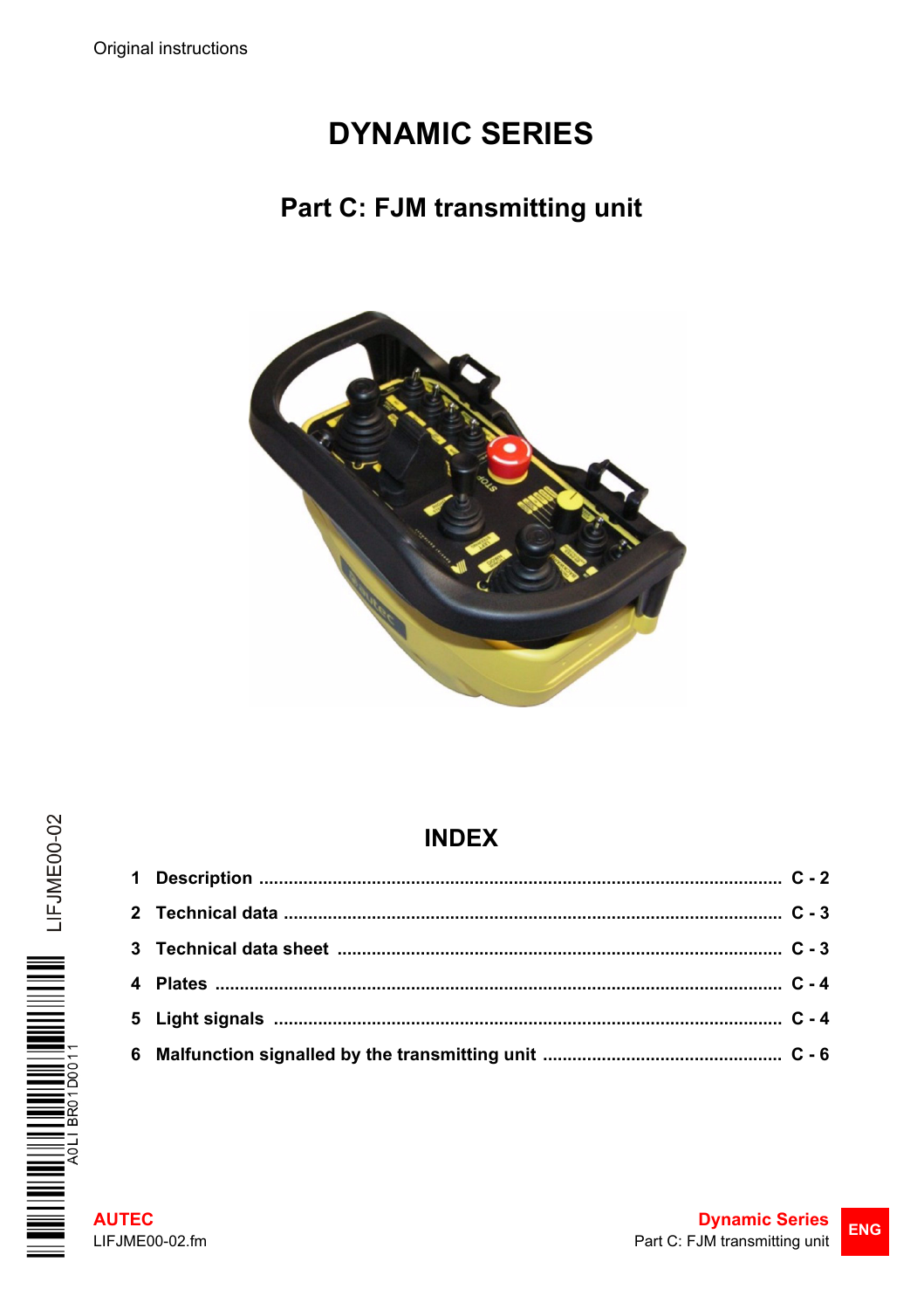Original instructions

# DYNAMIC SERIES

## Part C: FJM transmitting unit

## INDEX

| | | |
|---|---|---|
| 1 | Description | C - 2 |
| 2 | Technical data | C - 3 |
| 3 | Technical data sheet | C - 3 |
| 4 | Plates | C - 4 |
| 5 | Light signals | C - 4 |
| 6 | Malfunction signalled by the transmitting unit | C - 6 |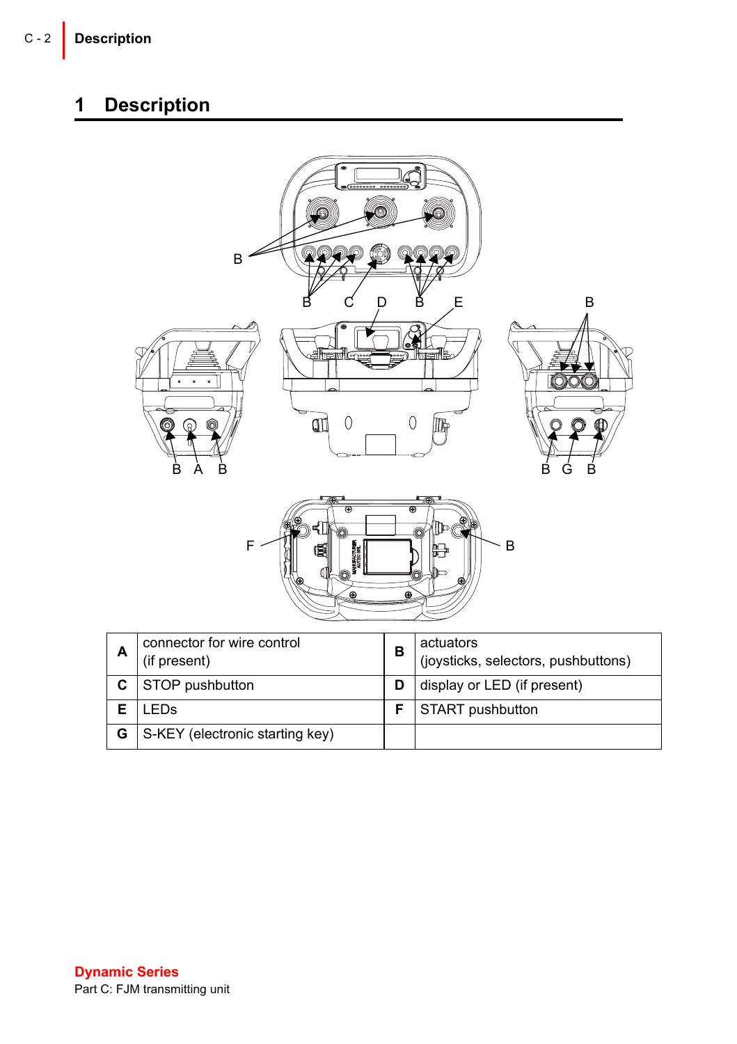# 1 Description

| A | connector for wire control (if present) | B | actuators (joysticks, selectors, pushbuttons) |
|---|---|---|---|
| C | STOP pushbutton | D | display or LED (if present) |
| E | LEDs | F | START pushbutton |
| G | S-KEY (electronic starting key) | | |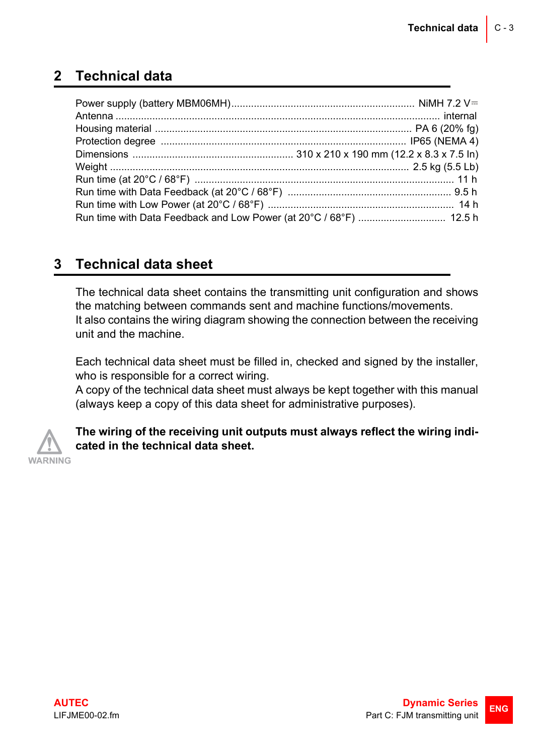## 2 Technical data

| | |
|---|---|
| Power supply (battery MBM06MH) | NiMH 7.2 V⎓ |
| Antenna | internal |
| Housing material | PA 6 (20% fg) |
| Protection degree | IP65 (NEMA 4) |
| Dimensions | 310 x 210 x 190 mm (12.2 x 8.3 x 7.5 In) |
| Weight | 2.5 kg (5.5 Lb) |
| Run time (at 20°C / 68°F) | 11 h |
| Run time with Data Feedback (at 20°C / 68°F) | 9.5 h |
| Run time with Low Power (at 20°C / 68°F) | 14 h |
| Run time with Data Feedback and Low Power (at 20°C / 68°F) | 12.5 h |

## 3 Technical data sheet

The technical data sheet contains the transmitting unit configuration and shows the matching between commands sent and machine functions/movements.
It also contains the wiring diagram showing the connection between the receiving unit and the machine.

Each technical data sheet must be filled in, checked and signed by the installer, who is responsible for a correct wiring.
A copy of the technical data sheet must always be kept together with this manual (always keep a copy of this data sheet for administrative purposes).

WARNING

**The wiring of the receiving unit outputs must always reflect the wiring indicated in the technical data sheet.**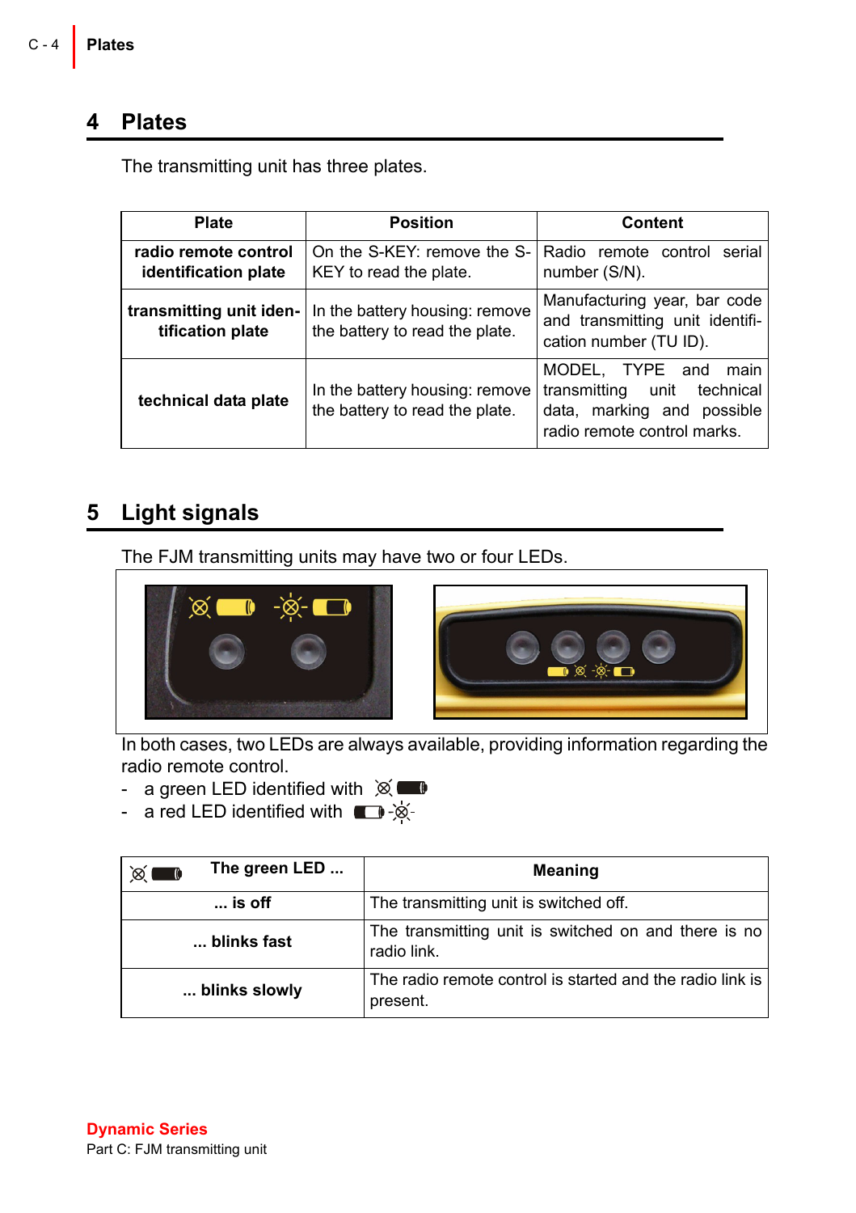# 4 Plates

The transmitting unit has three plates.

| Plate | Position | Content |
|---|---|---|
| **radio remote control identification plate** | On the S-KEY: remove the S-KEY to read the plate. | Radio remote control serial number (S/N). |
| **transmitting unit identification plate** | In the battery housing: remove the battery to read the plate. | Manufacturing year, bar code and transmitting unit identification number (TU ID). |
| **technical data plate** | In the battery housing: remove the battery to read the plate. | MODEL, TYPE and main transmitting unit technical data, marking and possible radio remote control marks. |

# 5 Light signals

The FJM transmitting units may have two or four LEDs.

In both cases, two LEDs are always available, providing information regarding the radio remote control.

- a green LED identified with
- a red LED identified with

| The green LED ... | Meaning |
|---|---|
| **... is off** | The transmitting unit is switched off. |
| **... blinks fast** | The transmitting unit is switched on and there is no radio link. |
| **... blinks slowly** | The radio remote control is started and the radio link is present. |

**Dynamic Series**
Part C: FJM transmitting unit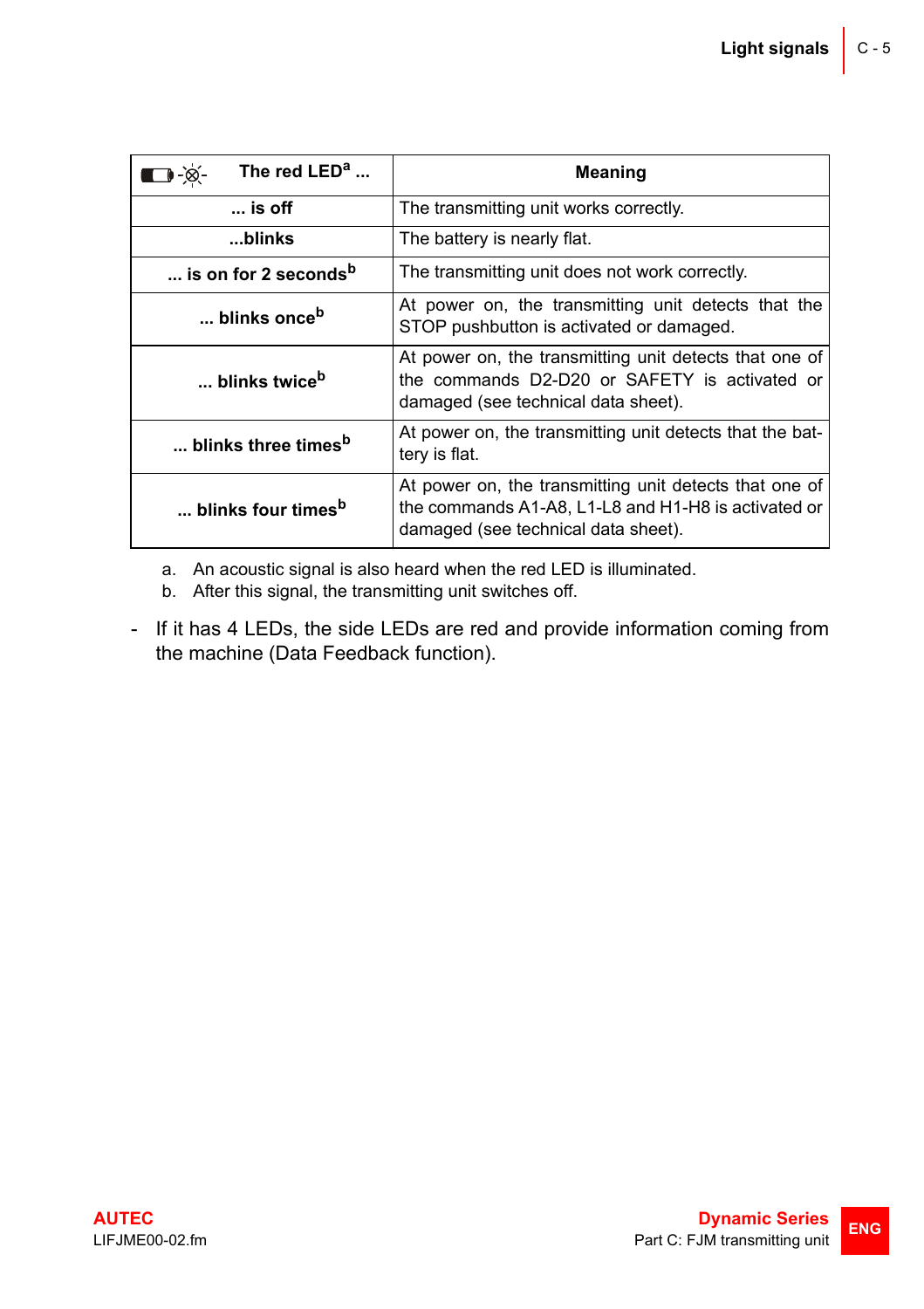| The red LED[a] ... | Meaning |
|---|---|
| ... is off | The transmitting unit works correctly. |
| ...blinks | The battery is nearly flat. |
| ... is on for 2 seconds[b] | The transmitting unit does not work correctly. |
| ... blinks once[b] | At power on, the transmitting unit detects that the STOP pushbutton is activated or damaged. |
| ... blinks twice[b] | At power on, the transmitting unit detects that one of the commands D2-D20 or SAFETY is activated or damaged (see technical data sheet). |
| ... blinks three times[b] | At power on, the transmitting unit detects that the battery is flat. |
| ... blinks four times[b] | At power on, the transmitting unit detects that one of the commands A1-A8, L1-L8 and H1-H8 is activated or damaged (see technical data sheet). |

a. An acoustic signal is also heard when the red LED is illuminated.
b. After this signal, the transmitting unit switches off.

- If it has 4 LEDs, the side LEDs are red and provide information coming from the machine (Data Feedback function).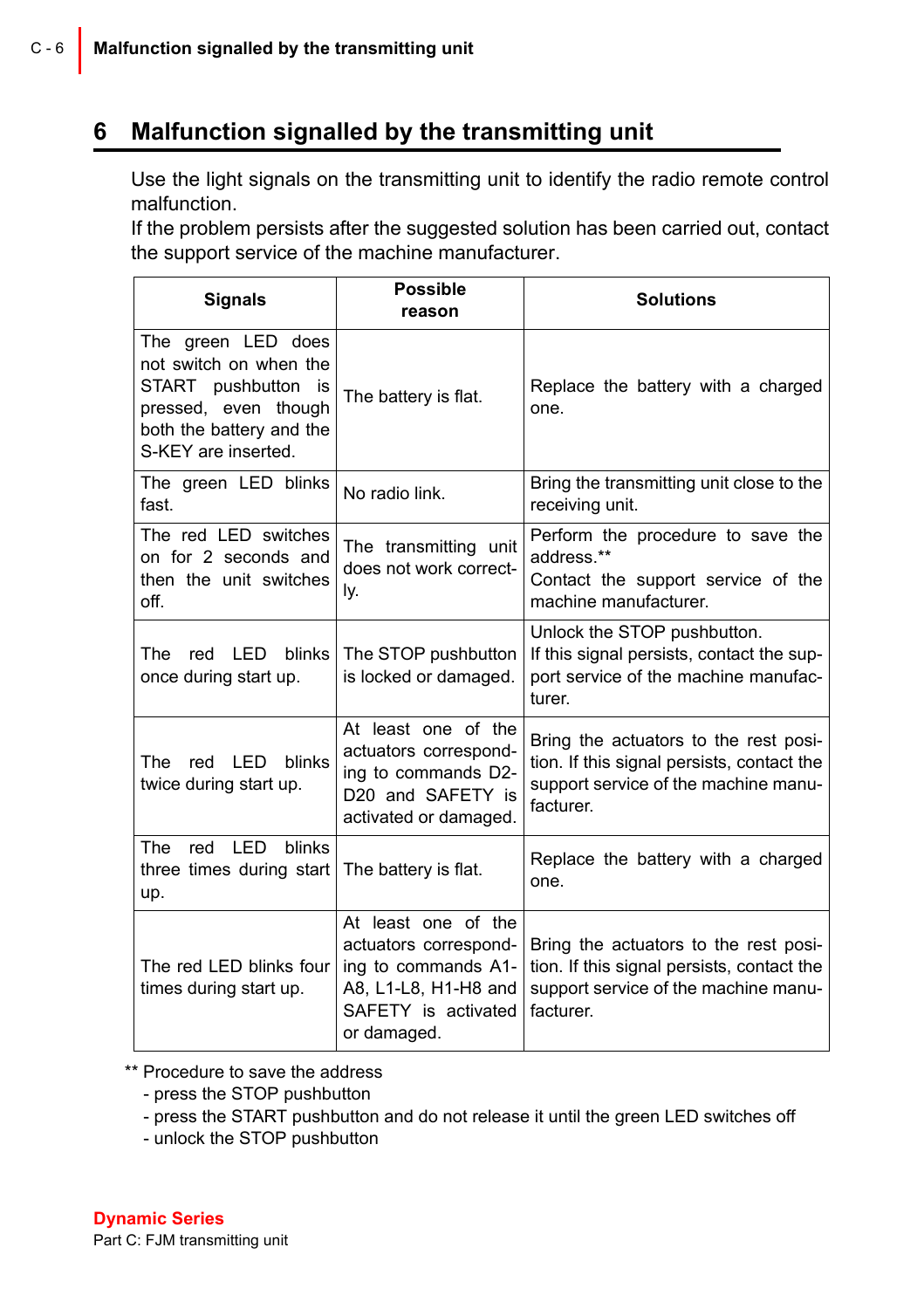# 6 Malfunction signalled by the transmitting unit

Use the light signals on the transmitting unit to identify the radio remote control malfunction.
If the problem persists after the suggested solution has been carried out, contact the support service of the machine manufacturer.

| Signals | Possible reason | Solutions |
|---|---|---|
| The green LED does not switch on when the START pushbutton is pressed, even though both the battery and the S-KEY are inserted. | The battery is flat. | Replace the battery with a charged one. |
| The green LED blinks fast. | No radio link. | Bring the transmitting unit close to the receiving unit. |
| The red LED switches on for 2 seconds and then the unit switches off. | The transmitting unit does not work correctly. | Perform the procedure to save the address.** Contact the support service of the machine manufacturer. |
| The red LED blinks once during start up. | The STOP pushbutton is locked or damaged. | Unlock the STOP pushbutton. If this signal persists, contact the support service of the machine manufacturer. |
| The red LED blinks twice during start up. | At least one of the actuators corresponding to commands D2-D20 and SAFETY is activated or damaged. | Bring the actuators to the rest position. If this signal persists, contact the support service of the machine manufacturer. |
| The red LED blinks three times during start up. | The battery is flat. | Replace the battery with a charged one. |
| The red LED blinks four times during start up. | At least one of the actuators corresponding to commands A1-A8, L1-L8, H1-H8 and SAFETY is activated or damaged. | Bring the actuators to the rest position. If this signal persists, contact the support service of the machine manufacturer. |

** Procedure to save the address
- press the STOP pushbutton
- press the START pushbutton and do not release it until the green LED switches off
- unlock the STOP pushbutton